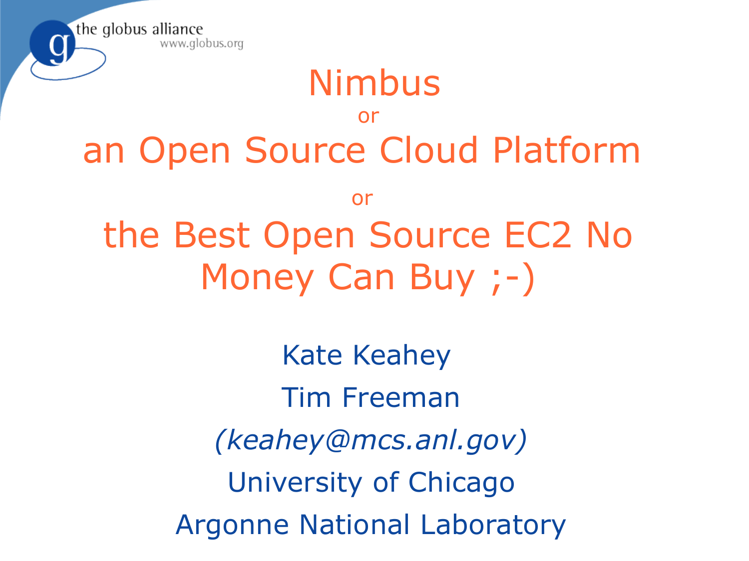# Nimbus

or

# an Open Source Cloud Platform

or

# the Best Open Source EC2 No Money Can Buy ;-)

Kate Keahey

Tim Freeman

*(keahey@mcs.anl.gov)*

University of Chicago

Argonne National Laboratory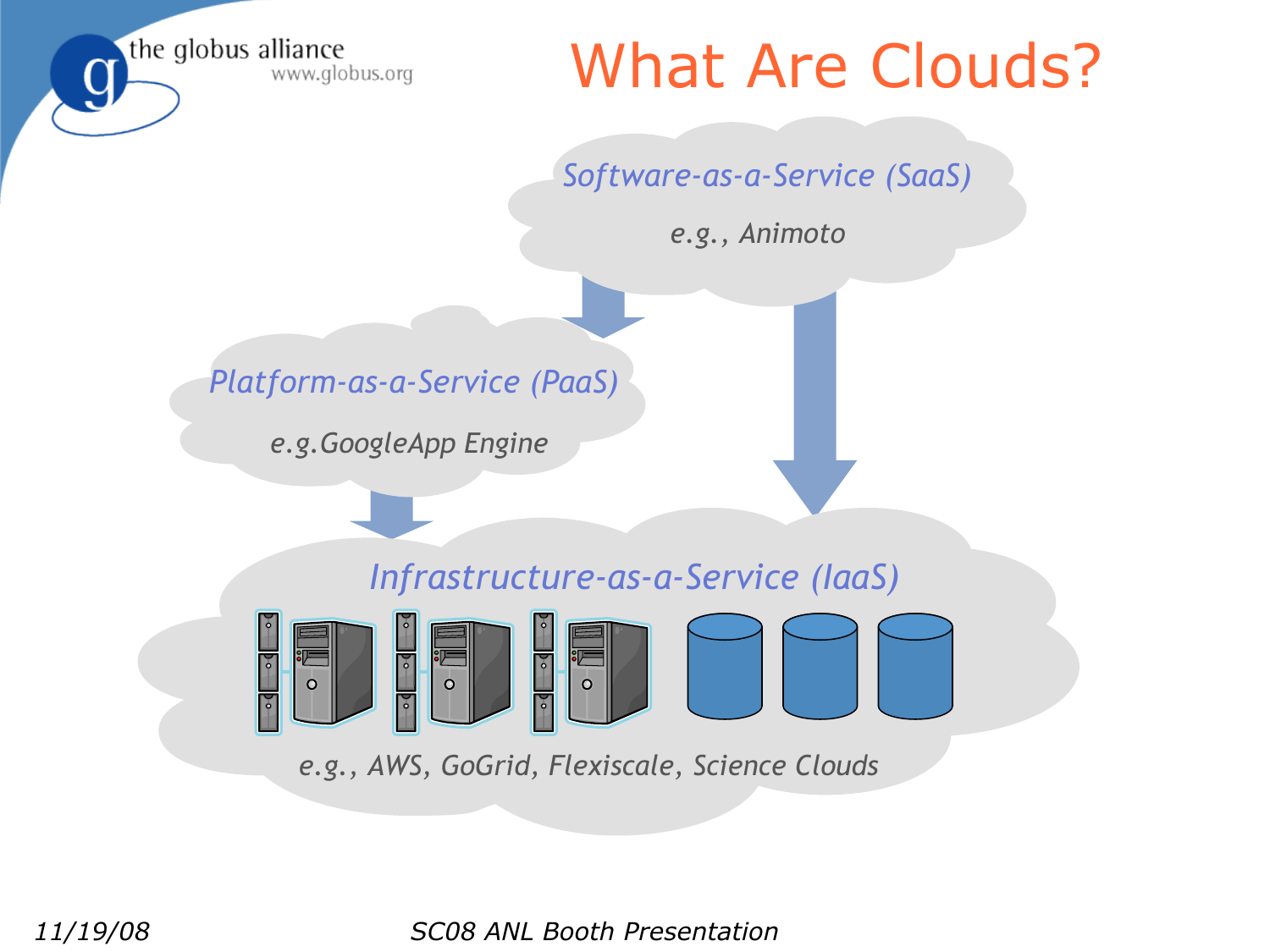# What Are Clouds?

*Software-as-a-Service (SaaS)*

*e.g., Animoto*

*Platform-as-a-Service (PaaS)*

*e.g.GoogleApp Engine*

*Infrastructure-as-a-Service (IaaS)*

*e.g., AWS, GoGrid, Flexiscale, Science Clouds*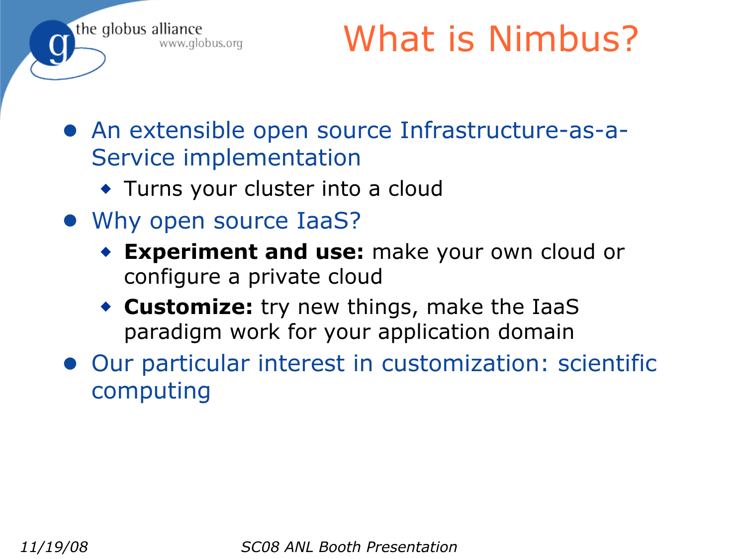# What is Nimbus?

- An extensible open source Infrastructure-as-a-Service implementation
  - Turns your cluster into a cloud
- Why open source IaaS?
  - **Experiment and use:** make your own cloud or configure a private cloud
  - **Customize:** try new things, make the IaaS paradigm work for your application domain
- Our particular interest in customization: scientific computing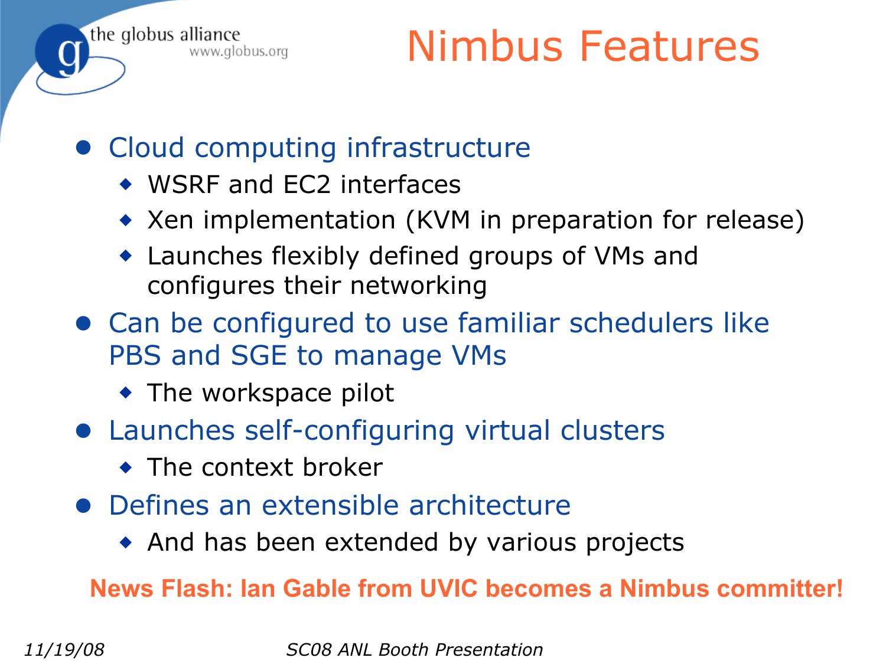# Nimbus Features

- Cloud computing infrastructure
  - WSRF and EC2 interfaces
  - Xen implementation (KVM in preparation for release)
  - Launches flexibly defined groups of VMs and configures their networking
- Can be configured to use familiar schedulers like PBS and SGE to manage VMs
  - The workspace pilot
- Launches self-configuring virtual clusters
  - The context broker
- Defines an extensible architecture
  - And has been extended by various projects

**News Flash: Ian Gable from UVIC becomes a Nimbus committer!**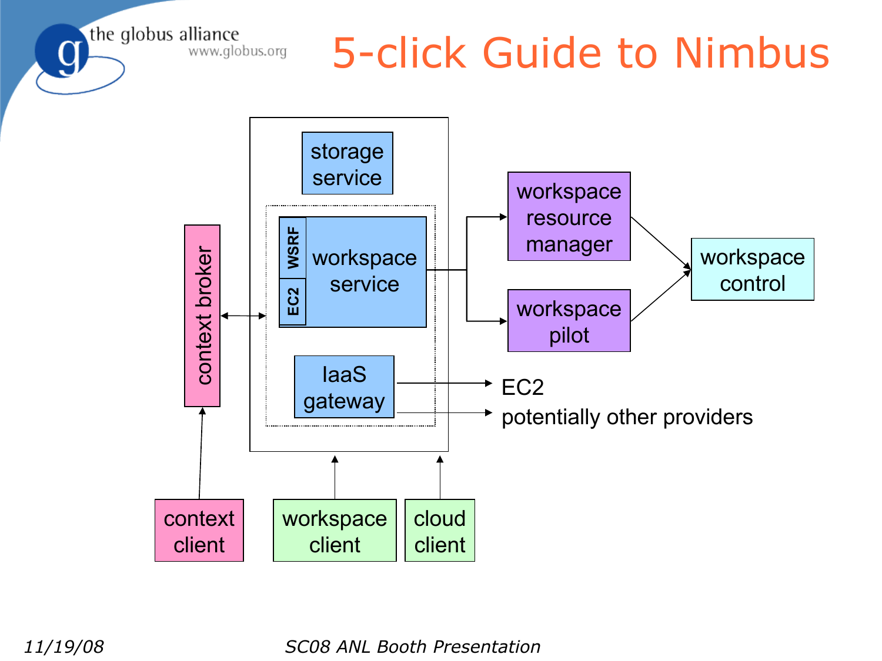# 5-click Guide to Nimbus

storage service

WSRF

EC2

workspace service

IaaS gateway

context broker

workspace resource manager

workspace pilot

workspace control

EC2

potentially other providers

context client

workspace client

cloud client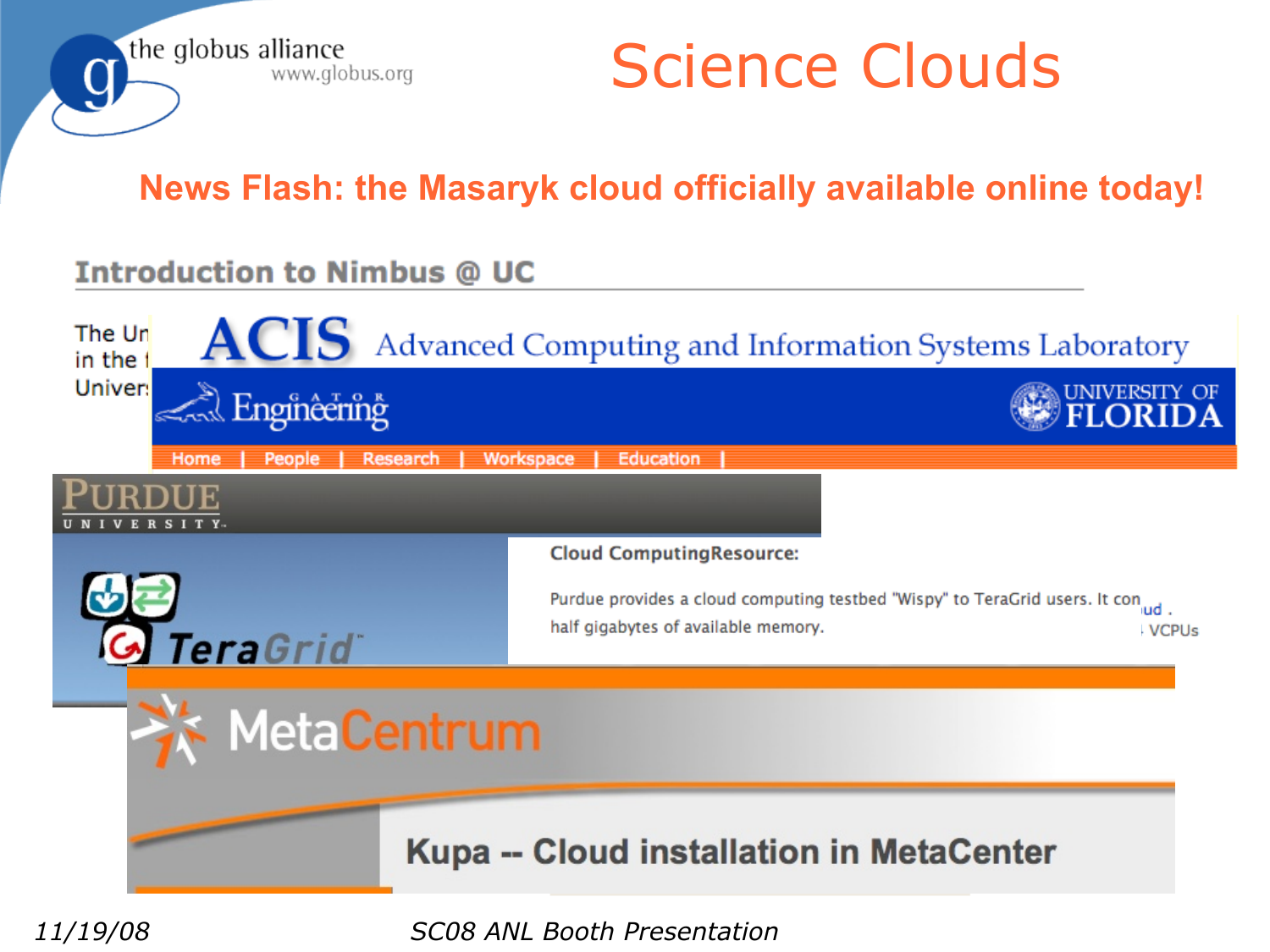# Science Clouds

**News Flash: the Masaryk cloud officially available online today!**

**Introduction to Nimbus @ UC**

The Un
in the
Univer

**ACIS** Advanced Computing and Information Systems Laboratory

Gator Engineering — University of Florida

Home | People | Research | Workspace | Education |

PURDUE UNIVERSITY

TeraGrid

**Cloud ComputingResource:**

Purdue provides a cloud computing testbed "Wispy" to TeraGrid users. It con ud .
half gigabytes of available memory. VCPUs

MetaCentrum

**Kupa -- Cloud installation in MetaCenter**

*11/19/08* *SC08 ANL Booth Presentation*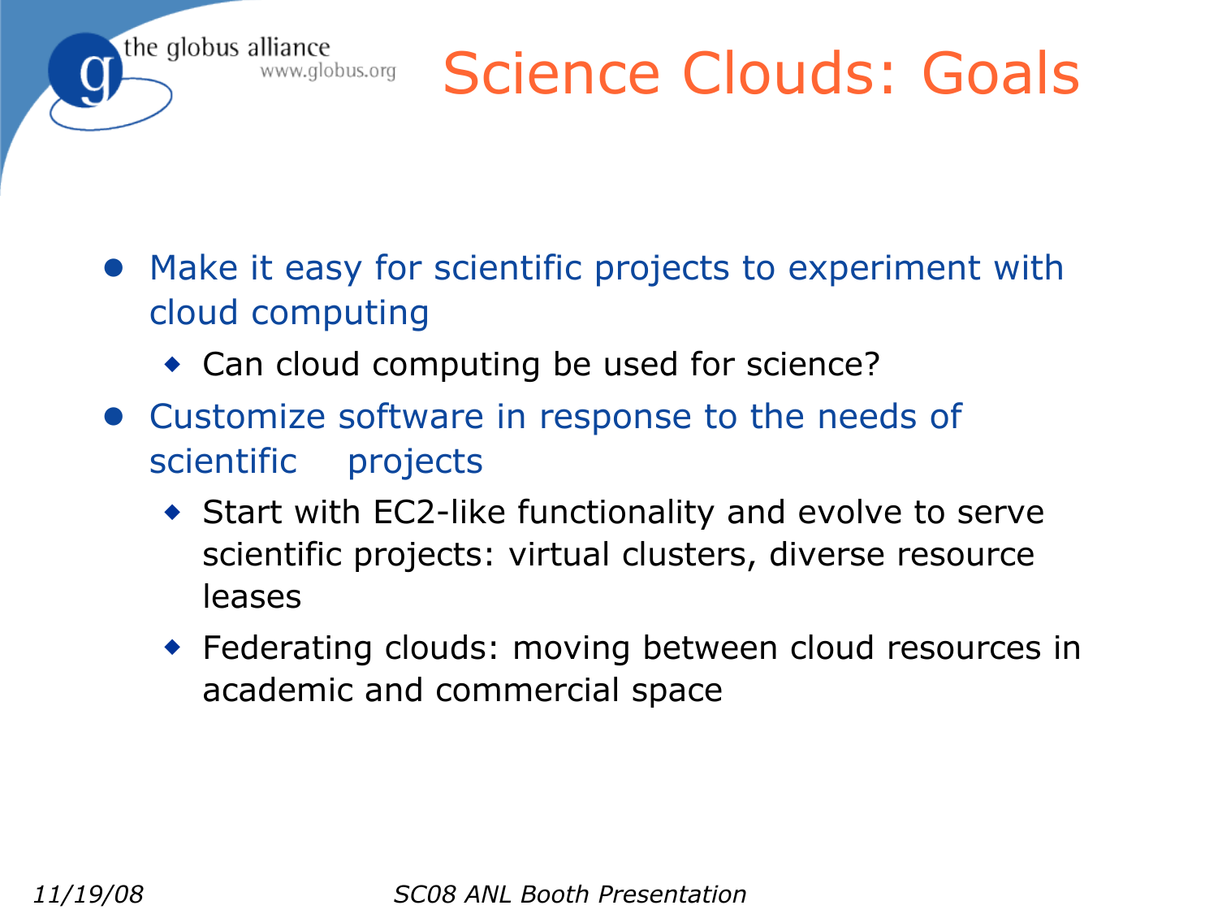# Science Clouds: Goals

- Make it easy for scientific projects to experiment with cloud computing
  - Can cloud computing be used for science?
- Customize software in response to the needs of scientific projects
  - Start with EC2-like functionality and evolve to serve scientific projects: virtual clusters, diverse resource leases
  - Federating clouds: moving between cloud resources in academic and commercial space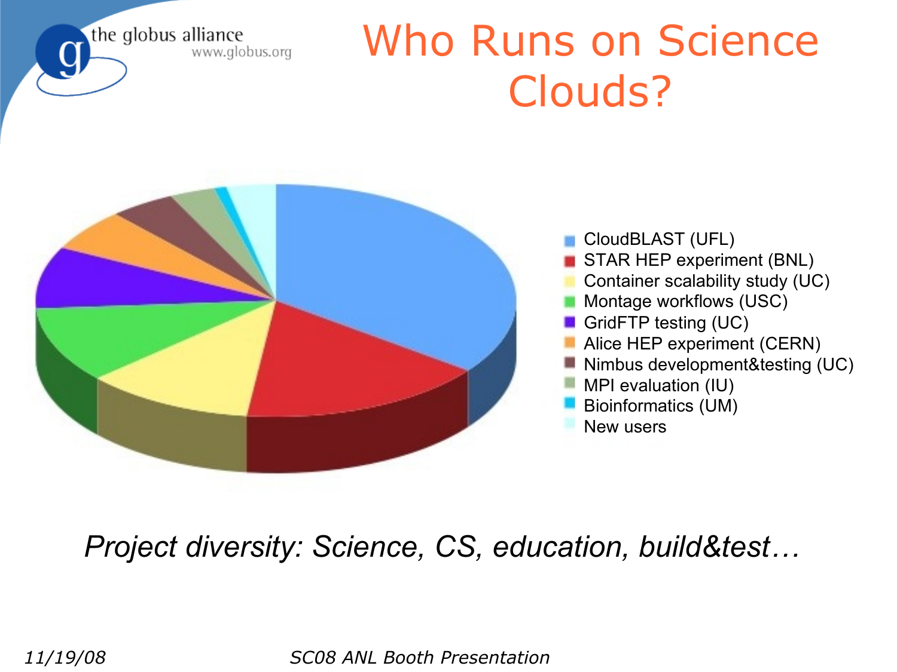# Who Runs on Science Clouds?

- CloudBLAST (UFL)
- STAR HEP experiment (BNL)
- Container scalability study (UC)
- Montage workflows (USC)
- GridFTP testing (UC)
- Alice HEP experiment (CERN)
- Nimbus development&testing (UC)
- MPI evaluation (IU)
- Bioinformatics (UM)
- New users

*Project diversity: Science, CS, education, build&test…*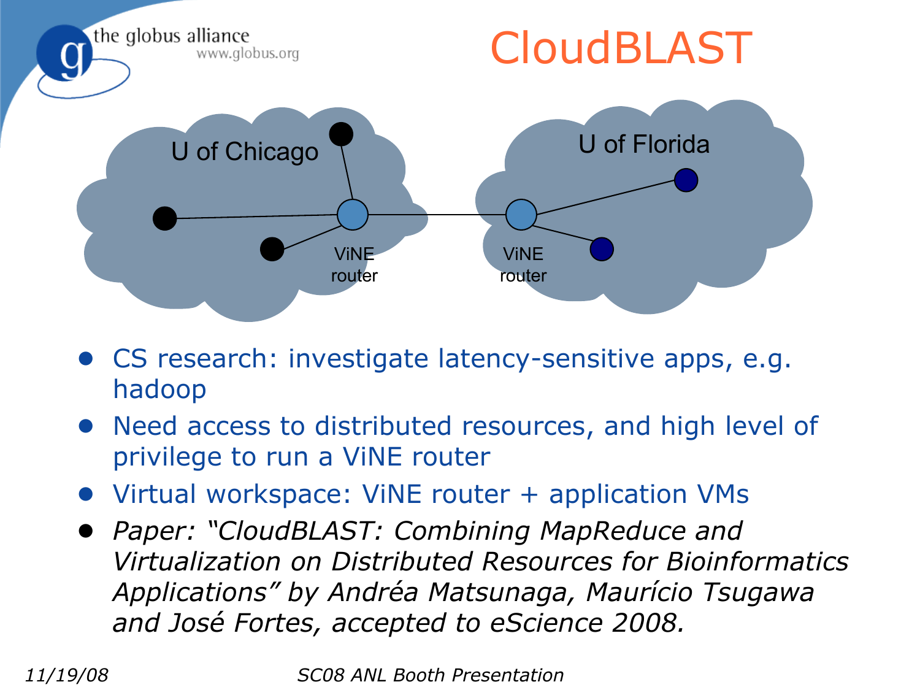# CloudBLAST

U of Chicago

ViNE router

ViNE router

U of Florida

- CS research: investigate latency-sensitive apps, e.g. hadoop
- Need access to distributed resources, and high level of privilege to run a ViNE router
- Virtual workspace: ViNE router + application VMs
- *Paper: "CloudBLAST: Combining MapReduce and Virtualization on Distributed Resources for Bioinformatics Applications" by Andréa Matsunaga, Maurício Tsugawa and José Fortes, accepted to eScience 2008.*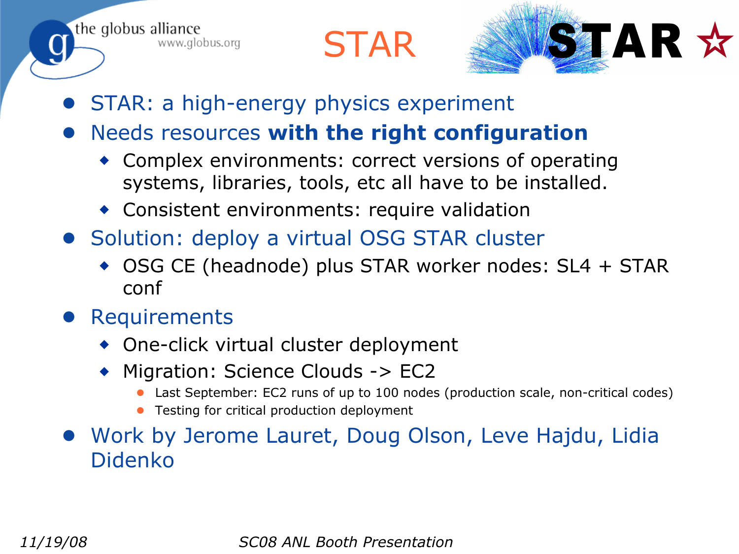# STAR

- STAR: a high-energy physics experiment
- Needs resources **with the right configuration**
  - Complex environments: correct versions of operating systems, libraries, tools, etc all have to be installed.
  - Consistent environments: require validation
- Solution: deploy a virtual OSG STAR cluster
  - OSG CE (headnode) plus STAR worker nodes: SL4 + STAR conf
- Requirements
  - One-click virtual cluster deployment
  - Migration: Science Clouds -> EC2
    - Last September: EC2 runs of up to 100 nodes (production scale, non-critical codes)
    - Testing for critical production deployment
- Work by Jerome Lauret, Doug Olson, Leve Hajdu, Lidia Didenko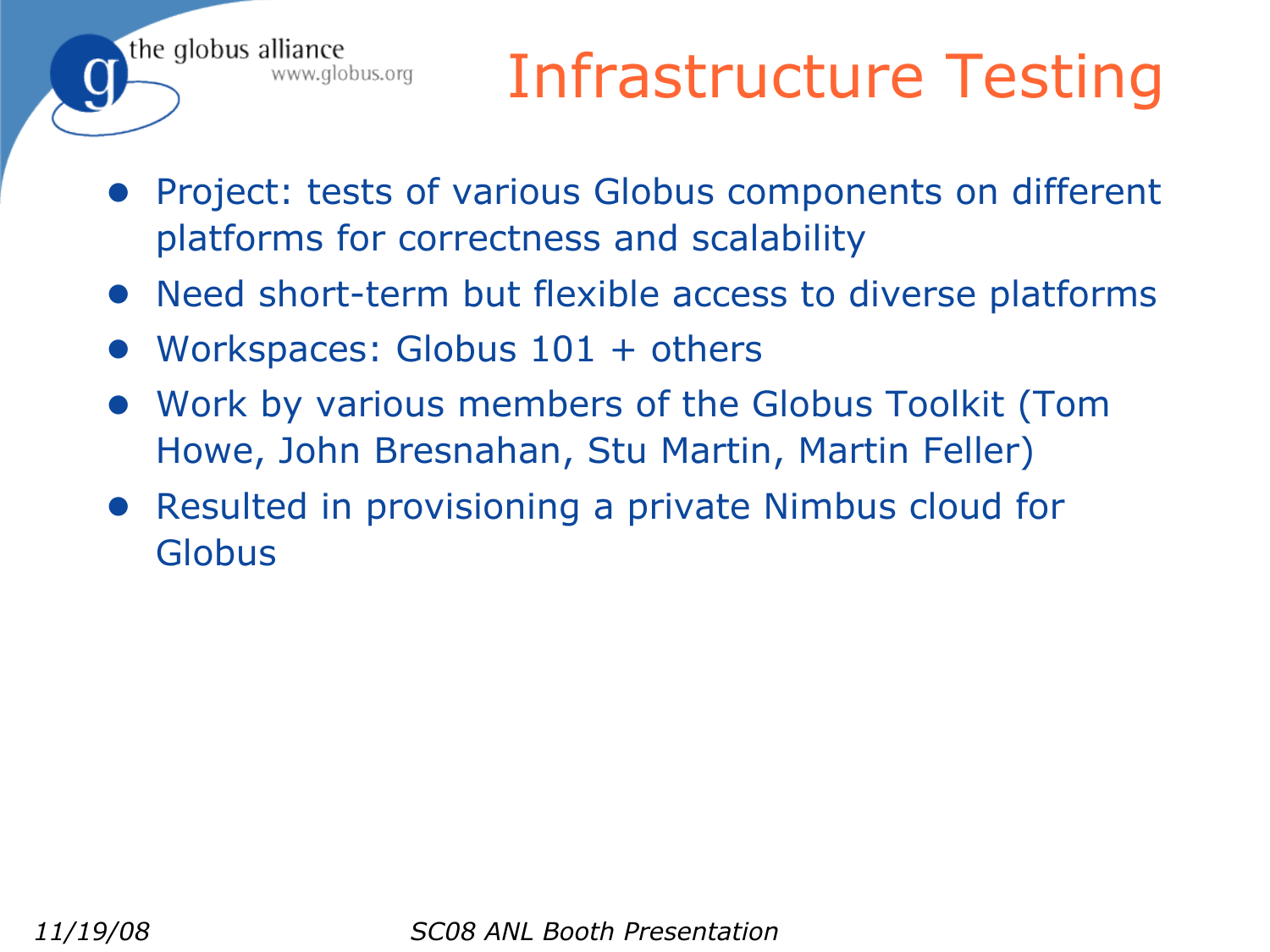# Infrastructure Testing

- Project: tests of various Globus components on different platforms for correctness and scalability
- Need short-term but flexible access to diverse platforms
- Workspaces: Globus 101 + others
- Work by various members of the Globus Toolkit (Tom Howe, John Bresnahan, Stu Martin, Martin Feller)
- Resulted in provisioning a private Nimbus cloud for Globus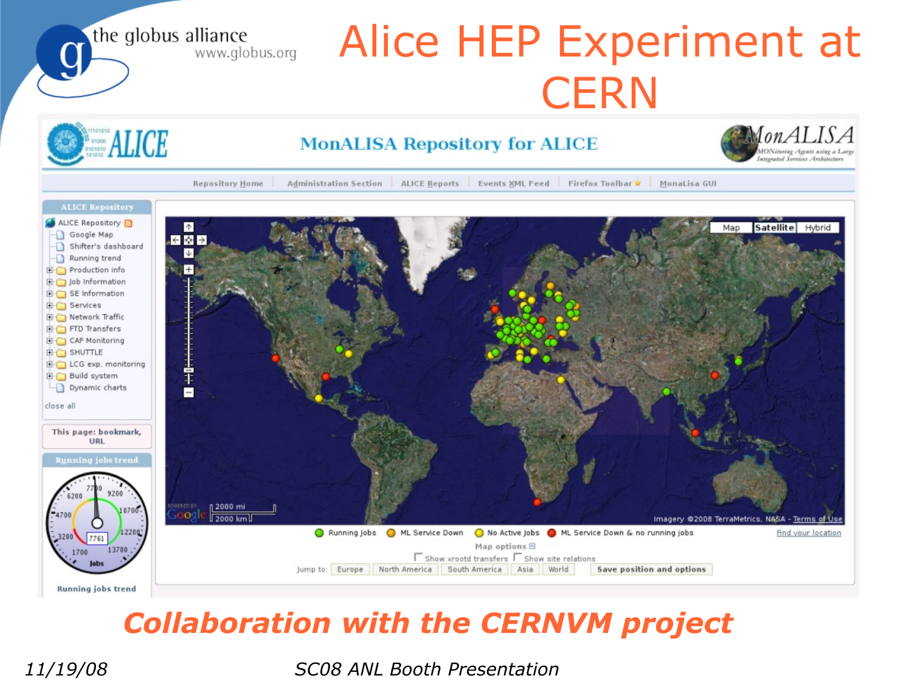# Alice HEP Experiment at CERN

**MonALISA Repository for ALICE**

Repository Home | Administration Section | ALICE Reports | Events XML Feed | Firefox Toolbar | MonaLisa GUI

**ALICE Repository**

- ALICE Repository
  - Google Map
  - Shifter's dashboard
  - Running trend
  - Production info
  - Job Information
  - SE Information
  - Services
  - Network Traffic
  - FTD Transfers
  - CAF Monitoring
  - SHUTTLE
  - LCG exp. monitoring
  - Build system
  - Dynamic charts

close all

This page: bookmark, URL

**Running jobs trend**

Running Jobs | ML Service Down | No Active Jobs | ML Service Down & no running jobs

Map options

Show xrootd transfers | Show site relations

Jump to: Europe | North America | South America | Asia | World | Save position and options

***Collaboration with the CERNVM project***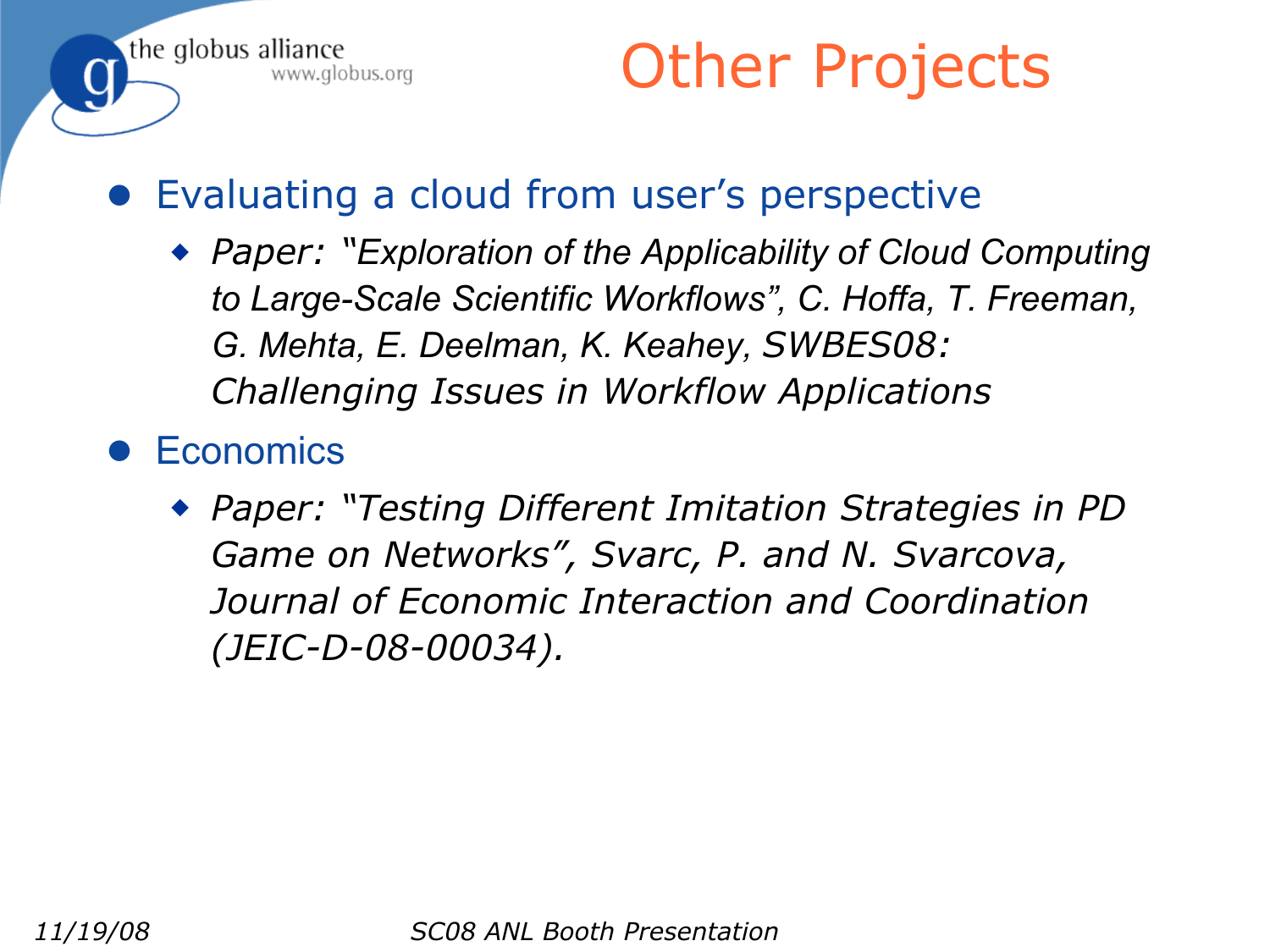# Other Projects

- Evaluating a cloud from user's perspective
  - *Paper: "Exploration of the Applicability of Cloud Computing to Large-Scale Scientific Workflows", C. Hoffa, T. Freeman, G. Mehta, E. Deelman, K. Keahey, SWBES08: Challenging Issues in Workflow Applications*
- Economics
  - *Paper: "Testing Different Imitation Strategies in PD Game on Networks", Svarc, P. and N. Svarcova, Journal of Economic Interaction and Coordination (JEIC-D-08-00034).*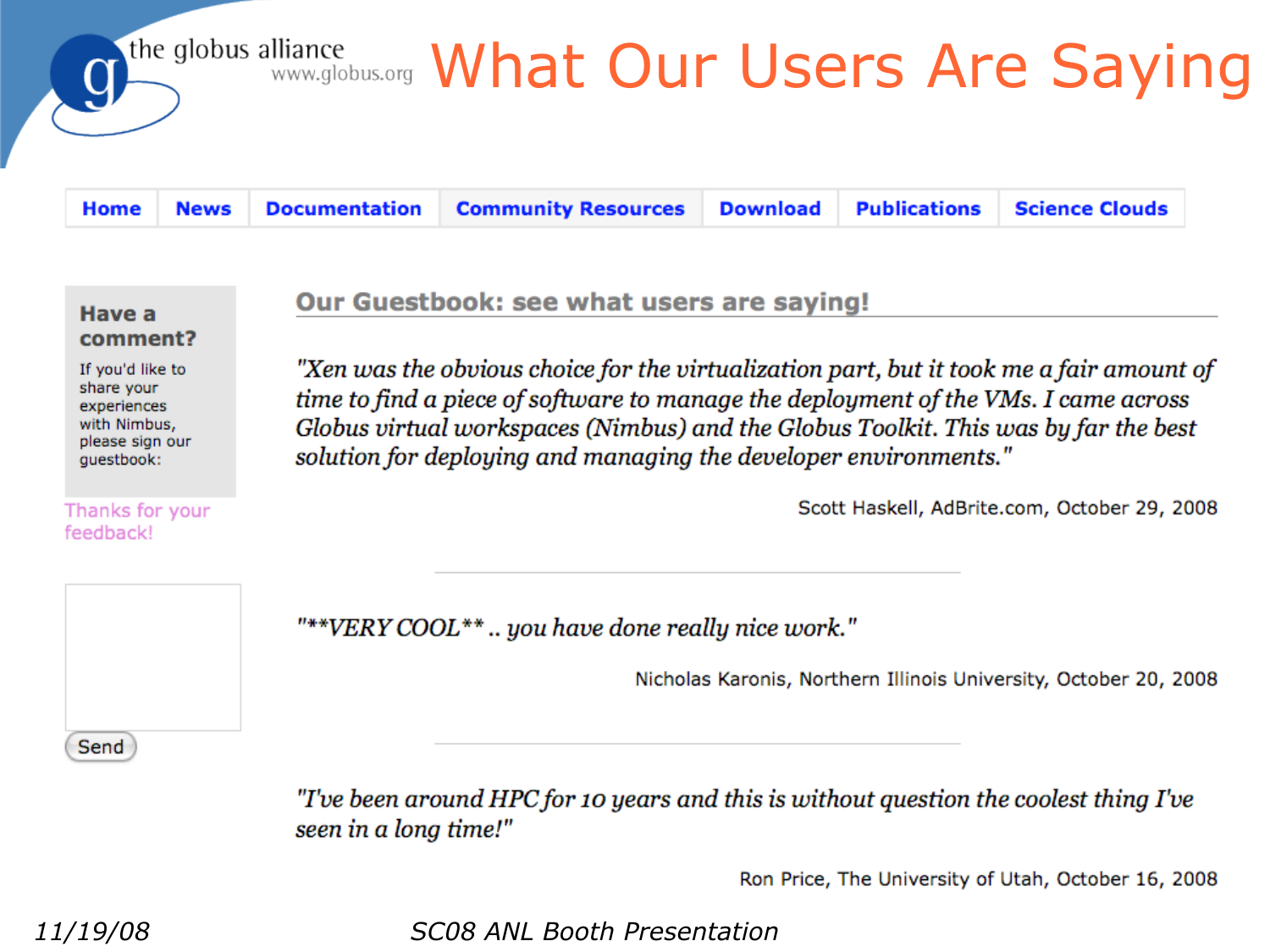# What Our Users Are Saying

the globus alliance
www.globus.org

Home | News | Documentation | Community Resources | Download | Publications | Science Clouds

**Have a comment?**

If you'd like to share your experiences with Nimbus, please sign our guestbook:

Thanks for your feedback!

Send

## Our Guestbook: see what users are saying!

*"Xen was the obvious choice for the virtualization part, but it took me a fair amount of time to find a piece of software to manage the deployment of the VMs. I came across Globus virtual workspaces (Nimbus) and the Globus Toolkit. This was by far the best solution for deploying and managing the developer environments."*

Scott Haskell, AdBrite.com, October 29, 2008

---

*"**VERY COOL** .. you have done really nice work."*

Nicholas Karonis, Northern Illinois University, October 20, 2008

---

*"I've been around HPC for 10 years and this is without question the coolest thing I've seen in a long time!"*

Ron Price, The University of Utah, October 16, 2008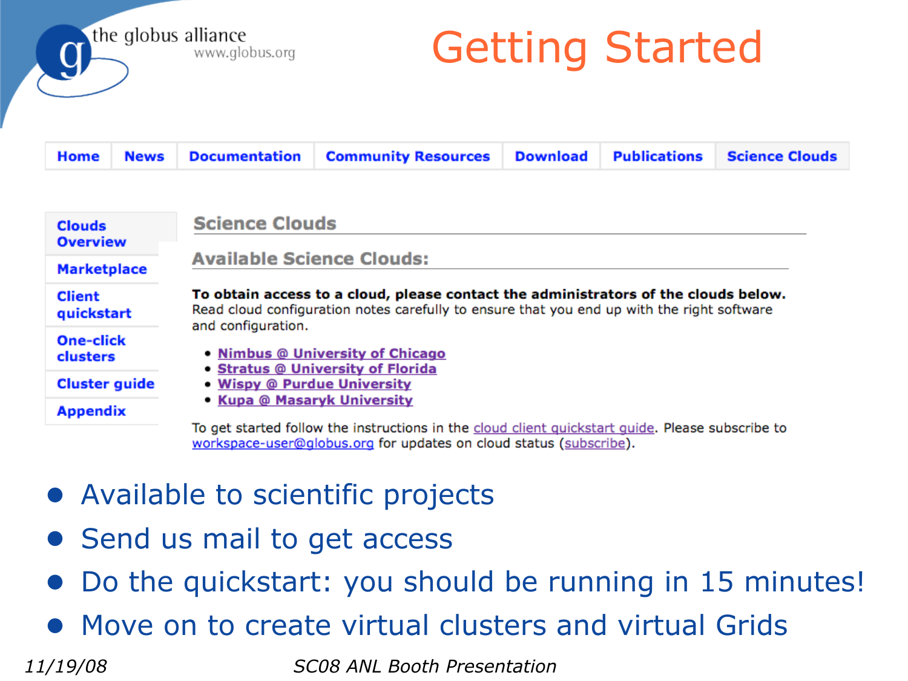# Getting Started

Home | News | Documentation | Community Resources | Download | Publications | Science Clouds

- Clouds Overview
- Marketplace
- Client quickstart
- One-click clusters
- Cluster guide
- Appendix

## Science Clouds

### Available Science Clouds:

**To obtain access to a cloud, please contact the administrators of the clouds below.**
Read cloud configuration notes carefully to ensure that you end up with the right software and configuration.

- **Nimbus @ University of Chicago**
- **Stratus @ University of Florida**
- **Wispy @ Purdue University**
- **Kupa @ Masaryk University**

To get started follow the instructions in the cloud client quickstart guide. Please subscribe to workspace-user@globus.org for updates on cloud status (subscribe).

- Available to scientific projects
- Send us mail to get access
- Do the quickstart: you should be running in 15 minutes!
- Move on to create virtual clusters and virtual Grids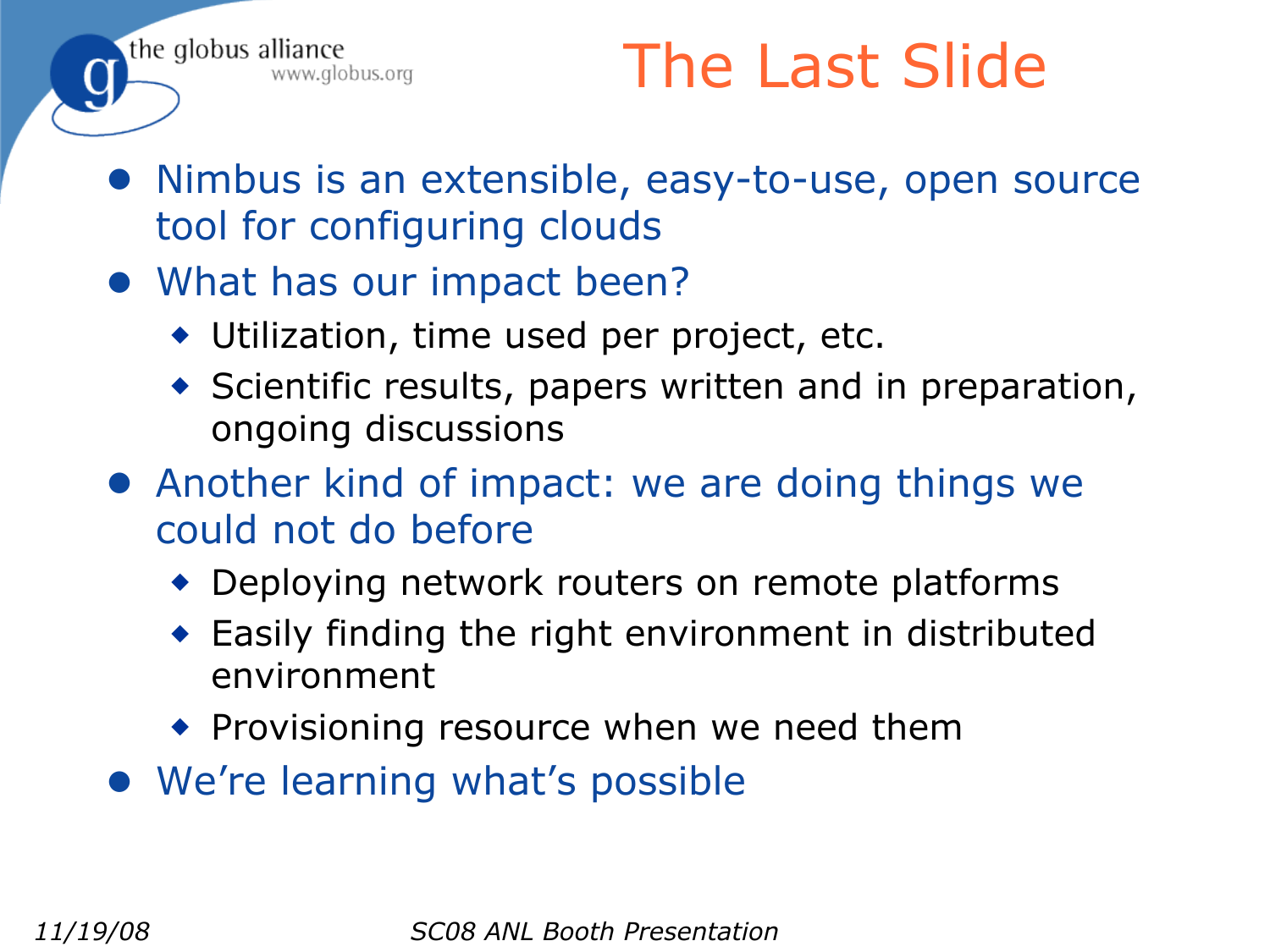# The Last Slide

- Nimbus is an extensible, easy-to-use, open source tool for configuring clouds
- What has our impact been?
  - Utilization, time used per project, etc.
  - Scientific results, papers written and in preparation, ongoing discussions
- Another kind of impact: we are doing things we could not do before
  - Deploying network routers on remote platforms
  - Easily finding the right environment in distributed environment
  - Provisioning resource when we need them
- We’re learning what’s possible